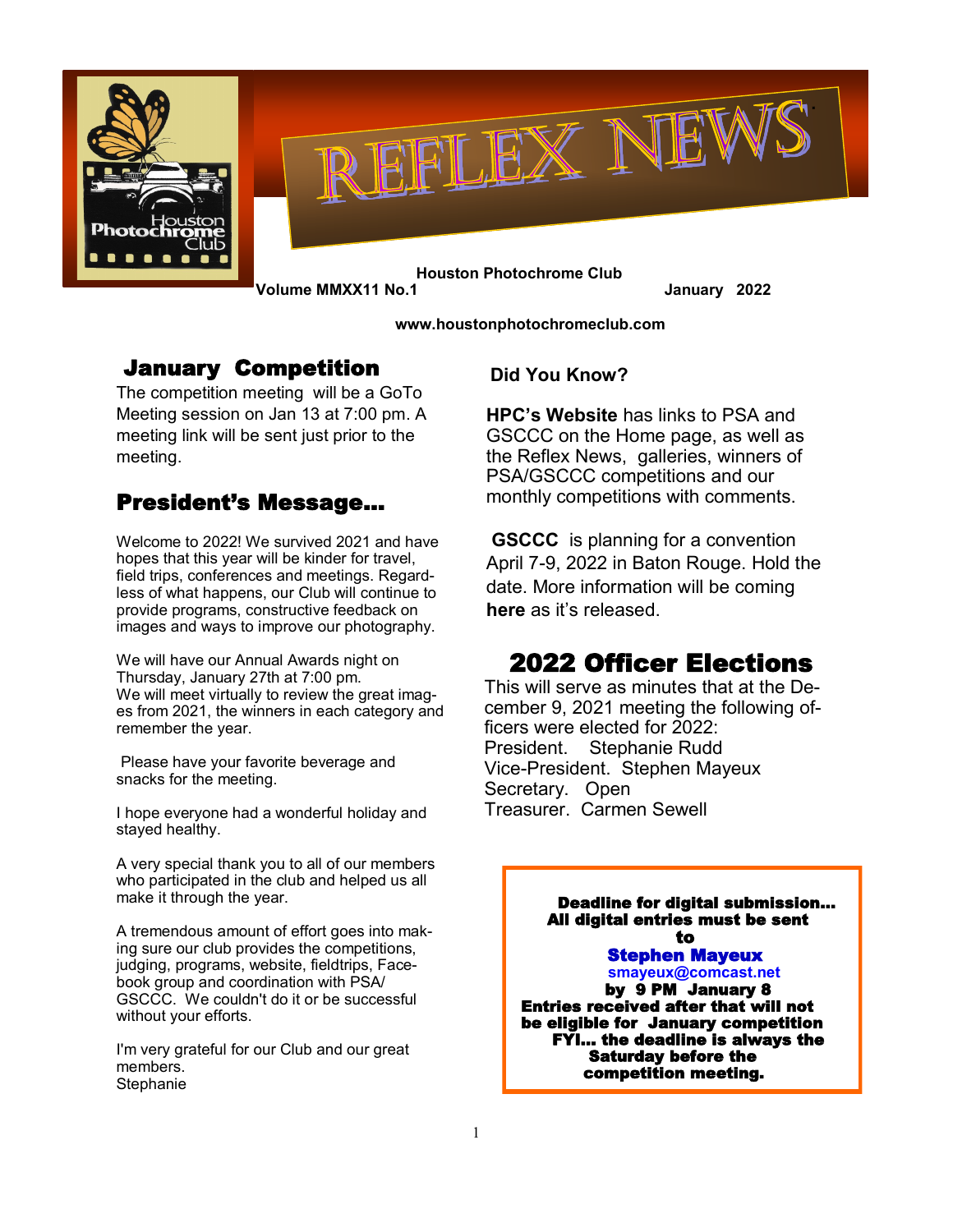# REFLEX NEWS

**Houston Photochrome Club**

**Volume MMXX11 No.1** **January 2022**

**www.houstonphotochromeclub.com**

## January Competition

The competition meeting will be a GoTo Meeting session on Jan 13 at 7:00 pm. A meeting link will be sent just prior to the meeting.

## President's Message…

Welcome to 2022! We survived 2021 and have hopes that this year will be kinder for travel, field trips, conferences and meetings. Regardless of what happens, our Club will continue to provide programs, constructive feedback on images and ways to improve our photography.

We will have our Annual Awards night on Thursday, January 27th at 7:00 pm.
We will meet virtually to review the great images from 2021, the winners in each category and remember the year.

Please have your favorite beverage and snacks for the meeting.

I hope everyone had a wonderful holiday and stayed healthy.

A very special thank you to all of our members who participated in the club and helped us all make it through the year.

A tremendous amount of effort goes into making sure our club provides the competitions, judging, programs, website, fieldtrips, Facebook group and coordination with PSA/GSCCC. We couldn't do it or be successful without your efforts.

I'm very grateful for our Club and our great members.
Stephanie

### Did You Know?

**HPC's Website** has links to PSA and GSCCC on the Home page, as well as the Reflex News, galleries, winners of PSA/GSCCC competitions and our monthly competitions with comments.

**GSCCC** is planning for a convention April 7-9, 2022 in Baton Rouge. Hold the date. More information will be coming **here** as it's released.

## 2022 Officer Elections

This will serve as minutes that at the December 9, 2021 meeting the following officers were elected for 2022:
President. Stephanie Rudd
Vice-President. Stephen Mayeux
Secretary. Open
Treasurer. Carmen Sewell

**Deadline for digital submission…**
**All digital entries must be sent to**
**Stephen Mayeux**
**smayeux@comcast.net**
**by 9 PM January 8**
**Entries received after that will not be eligible for January competition**
**FYI… the deadline is always the Saturday before the competition meeting.**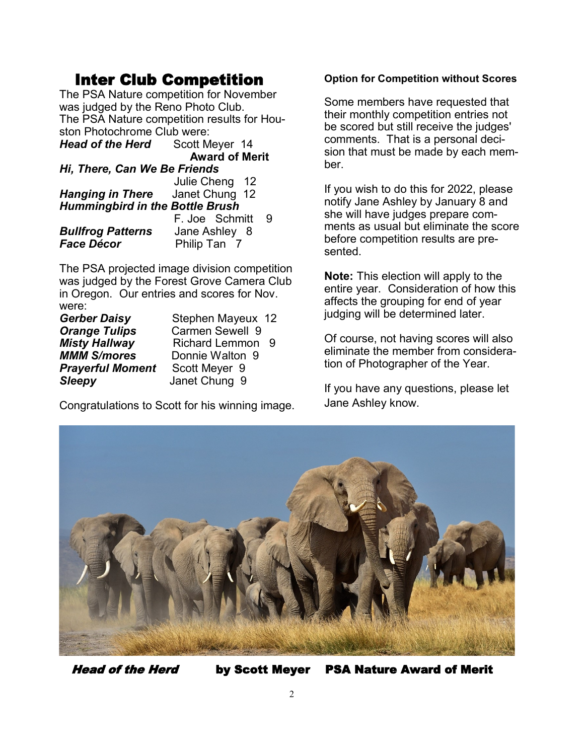## Inter Club Competition

The PSA Nature competition for November was judged by the Reno Photo Club.
The PSA Nature competition results for Houston Photochrome Club were:

| Title | Maker | Score |
|---|---|---|
| ***Head of the Herd*** | Scott Meyer | 14 **Award of Merit** |
| ***Hi, There, Can We Be Friends*** | Julie Cheng | 12 |
| ***Hanging in There*** | Janet Chung | 12 |
| ***Hummingbird in the Bottle Brush*** | F. Joe Schmitt | 9 |
| ***Bullfrog Patterns*** | Jane Ashley | 8 |
| ***Face Décor*** | Philip Tan | 7 |

The PSA projected image division competition was judged by the Forest Grove Camera Club in Oregon. Our entries and scores for Nov. were:

| Title | Maker | Score |
|---|---|---|
| ***Gerber Daisy*** | Stephen Mayeux | 12 |
| ***Orange Tulips*** | Carmen Sewell | 9 |
| ***Misty Hallway*** | Richard Lemmon | 9 |
| ***MMM S/mores*** | Donnie Walton | 9 |
| ***Prayerful Moment*** | Scott Meyer | 9 |
| ***Sleepy*** | Janet Chung | 9 |

Congratulations to Scott for his winning image.

**Option for Competition without Scores**

Some members have requested that their monthly competition entries not be scored but still receive the judges' comments. That is a personal decision that must be made by each member.

If you wish to do this for 2022, please notify Jane Ashley by January 8 and she will have judges prepare comments as usual but eliminate the score before competition results are presented.

**Note:** This election will apply to the entire year. Consideration of how this affects the grouping for end of year judging will be determined later.

Of course, not having scores will also eliminate the member from consideration of Photographer of the Year.

If you have any questions, please let Jane Ashley know.

***Head of the Herd*** **by Scott Meyer PSA Nature Award of Merit**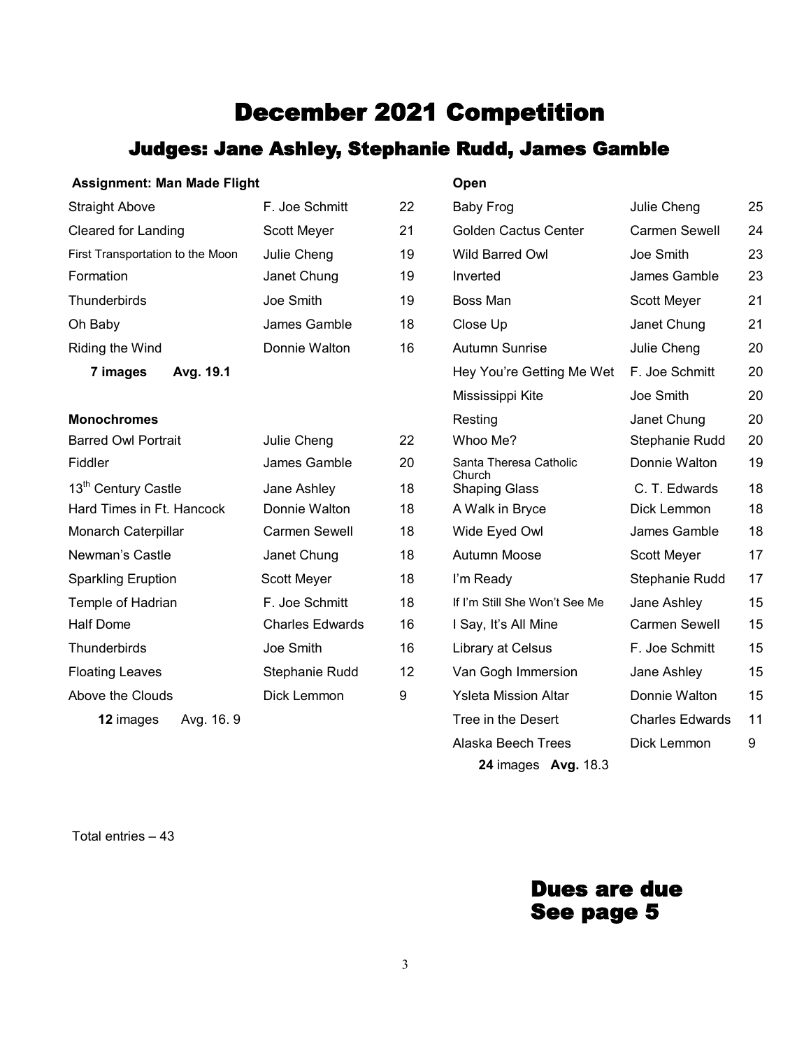# December 2021 Competition

## Judges: Jane Ashley, Stephanie Rudd, James Gamble

**Assignment: Man Made Flight**

| Title | Maker | Score |
|---|---|---|
| Straight Above | F. Joe Schmitt | 22 |
| Cleared for Landing | Scott Meyer | 21 |
| First Transportation to the Moon | Julie Cheng | 19 |
| Formation | Janet Chung | 19 |
| Thunderbirds | Joe Smith | 19 |
| Oh Baby | James Gamble | 18 |
| Riding the Wind | Donnie Walton | 16 |

**7 images Avg. 19.1**

**Monochromes**

| Title | Maker | Score |
|---|---|---|
| Barred Owl Portrait | Julie Cheng | 22 |
| Fiddler | James Gamble | 20 |
| 13th Century Castle | Jane Ashley | 18 |
| Hard Times in Ft. Hancock | Donnie Walton | 18 |
| Monarch Caterpillar | Carmen Sewell | 18 |
| Newman's Castle | Janet Chung | 18 |
| Sparkling Eruption | Scott Meyer | 18 |
| Temple of Hadrian | F. Joe Schmitt | 18 |
| Half Dome | Charles Edwards | 16 |
| Thunderbirds | Joe Smith | 16 |
| Floating Leaves | Stephanie Rudd | 12 |
| Above the Clouds | Dick Lemmon | 9 |

**12** images Avg. 16. 9

**Open**

| Title | Maker | Score |
|---|---|---|
| Baby Frog | Julie Cheng | 25 |
| Golden Cactus Center | Carmen Sewell | 24 |
| Wild Barred Owl | Joe Smith | 23 |
| Inverted | James Gamble | 23 |
| Boss Man | Scott Meyer | 21 |
| Close Up | Janet Chung | 21 |
| Autumn Sunrise | Julie Cheng | 20 |
| Hey You're Getting Me Wet | F. Joe Schmitt | 20 |
| Mississippi Kite | Joe Smith | 20 |
| Resting | Janet Chung | 20 |
| Whoo Me? | Stephanie Rudd | 20 |
| Santa Theresa Catholic Church | Donnie Walton | 19 |
| Shaping Glass | C. T. Edwards | 18 |
| A Walk in Bryce | Dick Lemmon | 18 |
| Wide Eyed Owl | James Gamble | 18 |
| Autumn Moose | Scott Meyer | 17 |
| I'm Ready | Stephanie Rudd | 17 |
| If I'm Still She Won't See Me | Jane Ashley | 15 |
| I Say, It's All Mine | Carmen Sewell | 15 |
| Library at Celsus | F. Joe Schmitt | 15 |
| Van Gogh Immersion | Jane Ashley | 15 |
| Ysleta Mission Altar | Donnie Walton | 15 |
| Tree in the Desert | Charles Edwards | 11 |
| Alaska Beech Trees | Dick Lemmon | 9 |

**24** images **Avg.** 18.3

Total entries – 43

## Dues are due
## See page 5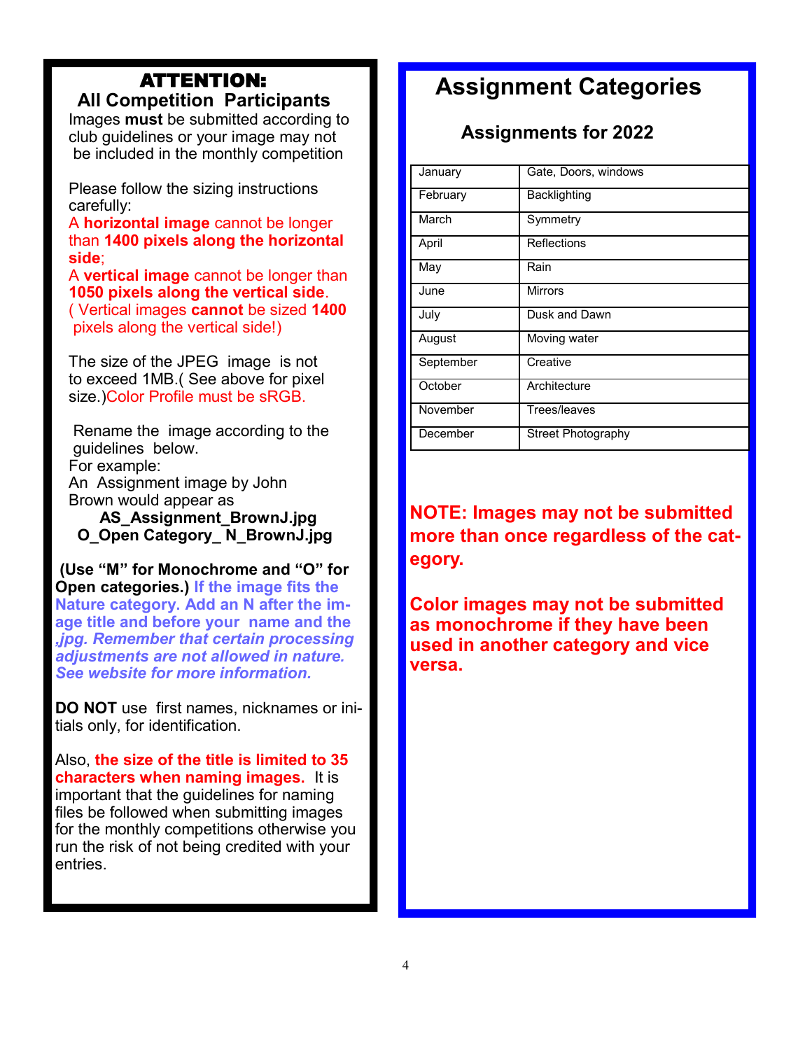## ATTENTION:

### All Competition Participants

Images **must** be submitted according to club guidelines or your image may not be included in the monthly competition

Please follow the sizing instructions carefully:

A **horizontal image** cannot be longer than **1400 pixels along the horizontal side**;

A **vertical image** cannot be longer than **1050 pixels along the vertical side**.

( Vertical images **cannot** be sized **1400** pixels along the vertical side!)

The size of the JPEG image is not to exceed 1MB.( See above for pixel size.)Color Profile must be sRGB.

Rename the image according to the guidelines below.

For example:

An Assignment image by John Brown would appear as

**AS_Assignment_BrownJ.jpg**

**O_Open Category_ N_BrownJ.jpg**

**(Use "M" for Monochrome and "O" for Open categories.)** If the image fits the Nature category. Add an N after the image title and before your name and the ,jpg. *Remember that certain processing adjustments are not allowed in nature. See website for more information.*

**DO NOT** use first names, nicknames or initials only, for identification.

Also, **the size of the title is limited to 35 characters when naming images.** It is important that the guidelines for naming files be followed when submitting images for the monthly competitions otherwise you run the risk of not being credited with your entries.

# Assignment Categories

## Assignments for 2022

| Month | Assignment |
|---|---|
| January | Gate, Doors, windows |
| February | Backlighting |
| March | Symmetry |
| April | Reflections |
| May | Rain |
| June | Mirrors |
| July | Dusk and Dawn |
| August | Moving water |
| September | Creative |
| October | Architecture |
| November | Trees/leaves |
| December | Street Photography |

**NOTE: Images may not be submitted more than once regardless of the category.**

**Color images may not be submitted as monochrome if they have been used in another category and vice versa.**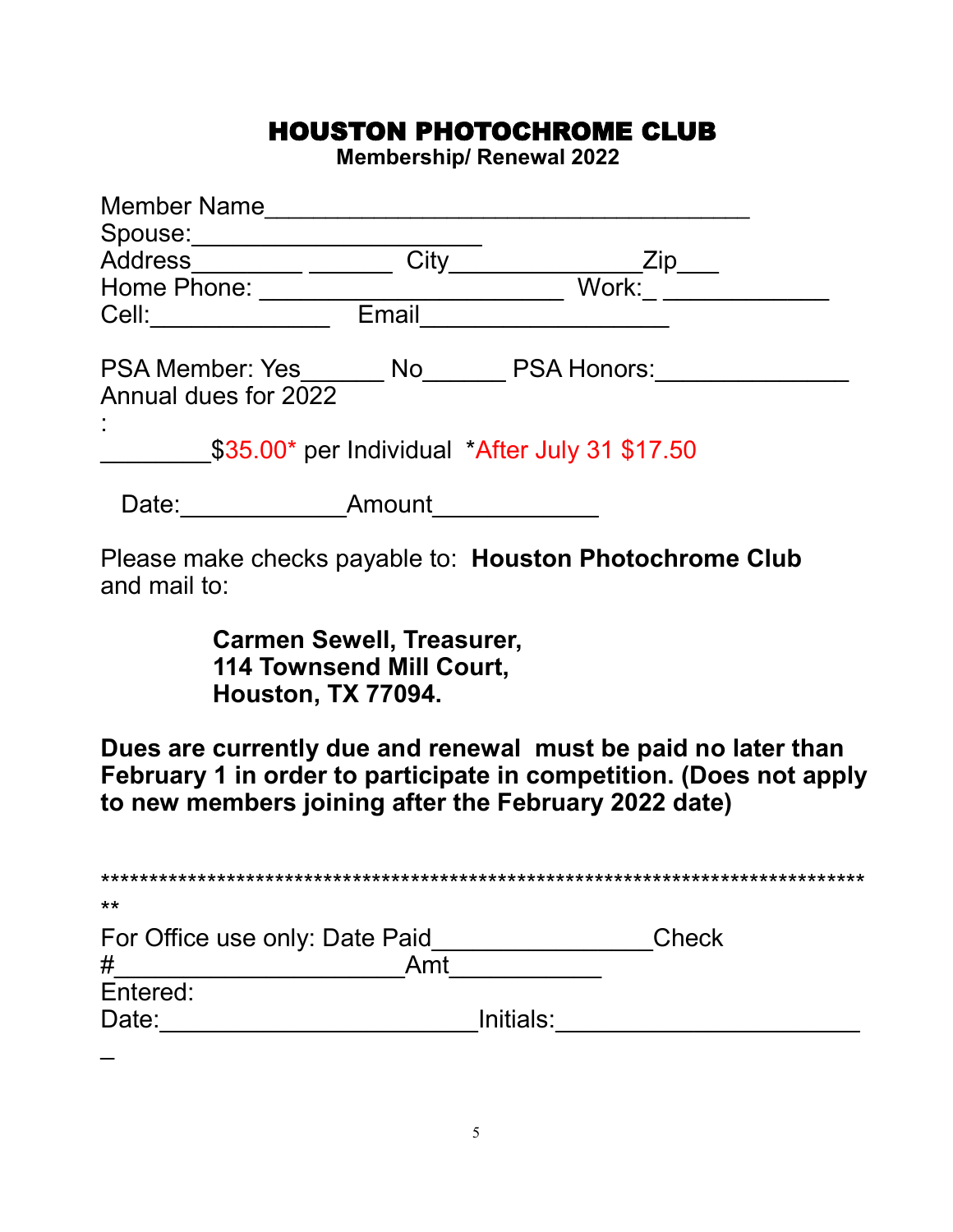# HOUSTON PHOTOCHROME CLUB

**Membership/ Renewal 2022**

Member Name___________________________________
Spouse:____________________
Address________ ______ City_____________Zip___
Home Phone: _____________________ Work:_ ____________
Cell:_____________ Email_________________

PSA Member: Yes______ No______ PSA Honors:_____________
Annual dues for 2022
:
________$35.00* per Individual *After July 31 $17.50

Date:____________Amount____________

Please make checks payable to: **Houston Photochrome Club** and mail to:

**Carmen Sewell, Treasurer,**
**114 Townsend Mill Court,**
**Houston, TX 77094.**

**Dues are currently due and renewal must be paid no later than February 1 in order to participate in competition. (Does not apply to new members joining after the February 2022 date)**

*******************************************************************************
**

For Office use only: Date Paid_______________Check #_____________________Amt___________
Entered:
Date:_______________________Initials:______________________
_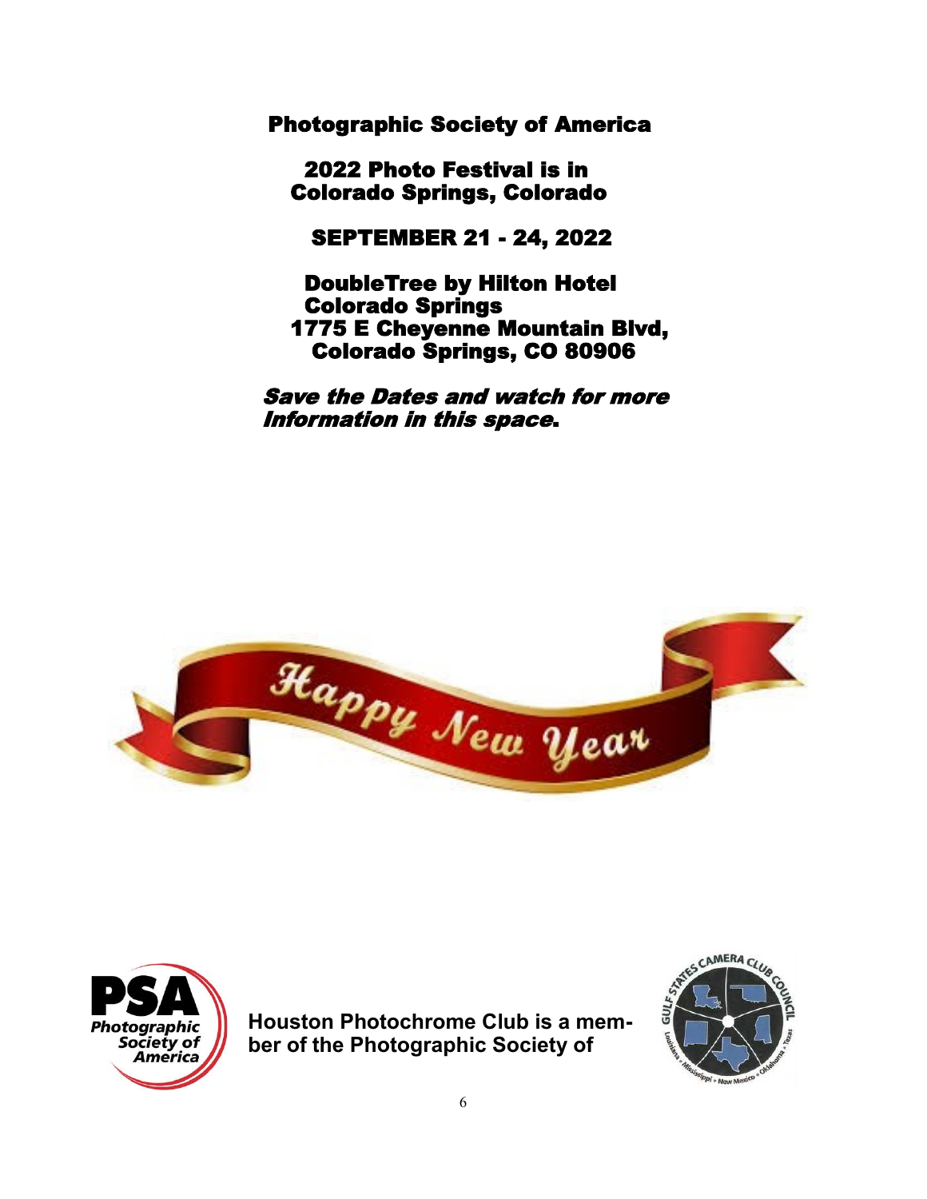**Photographic Society of America**

**2022 Photo Festival is in Colorado Springs, Colorado**

**SEPTEMBER 21 - 24, 2022**

**DoubleTree by Hilton Hotel Colorado Springs**
**1775 E Cheyenne Mountain Blvd, Colorado Springs, CO 80906**

***Save the Dates and watch for more Information in this space.***

Happy New Year

**Houston Photochrome Club is a member of the Photographic Society of**